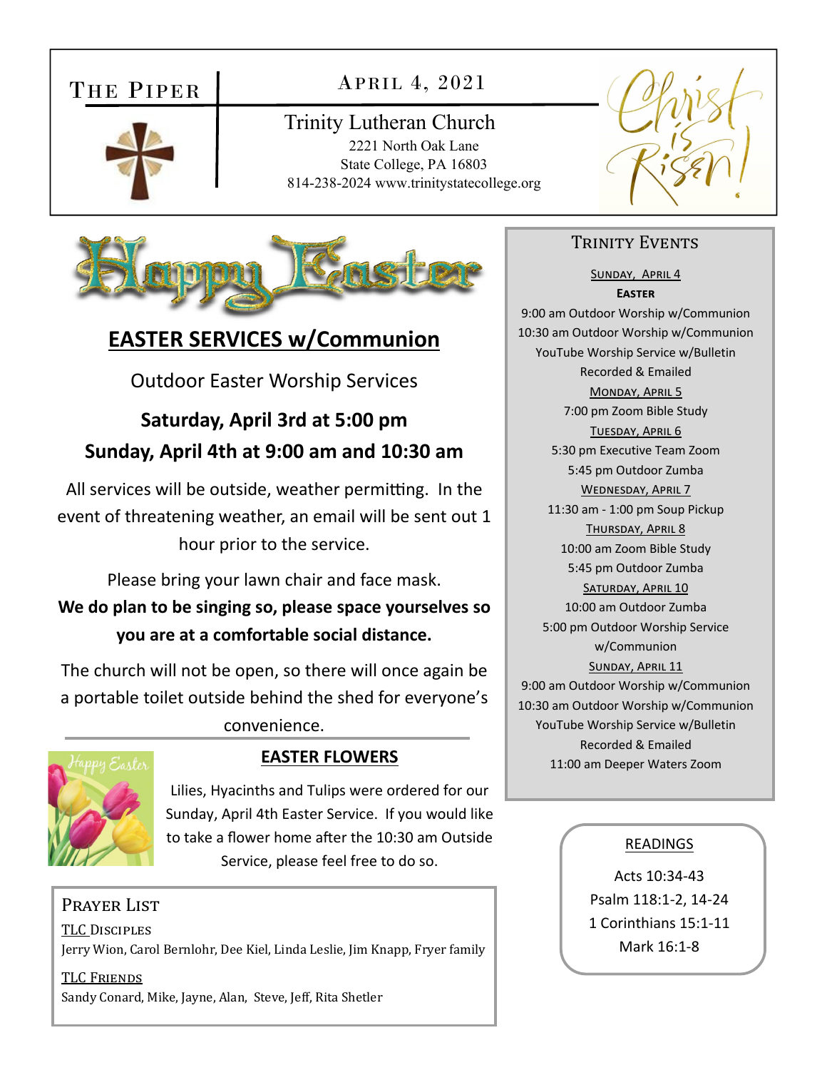# The Piper

April 4, 2021

**Trinity Lutheran Church**
2221 North Oak Lane
State College, PA 16803
814-238-2024 www.trinitystatecollege.org

Christ is Risen!

# Happy Easter

## EASTER SERVICES w/Communion

Outdoor Easter Worship Services

**Saturday, April 3rd at 5:00 pm**
**Sunday, April 4th at 9:00 am and 10:30 am**

All services will be outside, weather permitting. In the event of threatening weather, an email will be sent out 1 hour prior to the service.

Please bring your lawn chair and face mask. **We do plan to be singing so, please space yourselves so you are at a comfortable social distance.**

The church will not be open, so there will once again be a portable toilet outside behind the shed for everyone's convenience.

## EASTER FLOWERS

Lilies, Hyacinths and Tulips were ordered for our Sunday, April 4th Easter Service. If you would like to take a flower home after the 10:30 am Outside Service, please feel free to do so.

## Prayer List

TLC Disciples
Jerry Wion, Carol Bernlohr, Dee Kiel, Linda Leslie, Jim Knapp, Fryer family

TLC Friends
Sandy Conard, Mike, Jayne, Alan, Steve, Jeff, Rita Shetler

## Trinity Events

Sunday, April 4
**Easter**
9:00 am Outdoor Worship w/Communion
10:30 am Outdoor Worship w/Communion
YouTube Worship Service w/Bulletin Recorded & Emailed

Monday, April 5
7:00 pm Zoom Bible Study

Tuesday, April 6
5:30 pm Executive Team Zoom
5:45 pm Outdoor Zumba

Wednesday, April 7
11:30 am - 1:00 pm Soup Pickup

Thursday, April 8
10:00 am Zoom Bible Study
5:45 pm Outdoor Zumba

Saturday, April 10
10:00 am Outdoor Zumba
5:00 pm Outdoor Worship Service w/Communion

Sunday, April 11
9:00 am Outdoor Worship w/Communion
10:30 am Outdoor Worship w/Communion
YouTube Worship Service w/Bulletin Recorded & Emailed
11:00 am Deeper Waters Zoom

## READINGS

Acts 10:34-43
Psalm 118:1-2, 14-24
1 Corinthians 15:1-11
Mark 16:1-8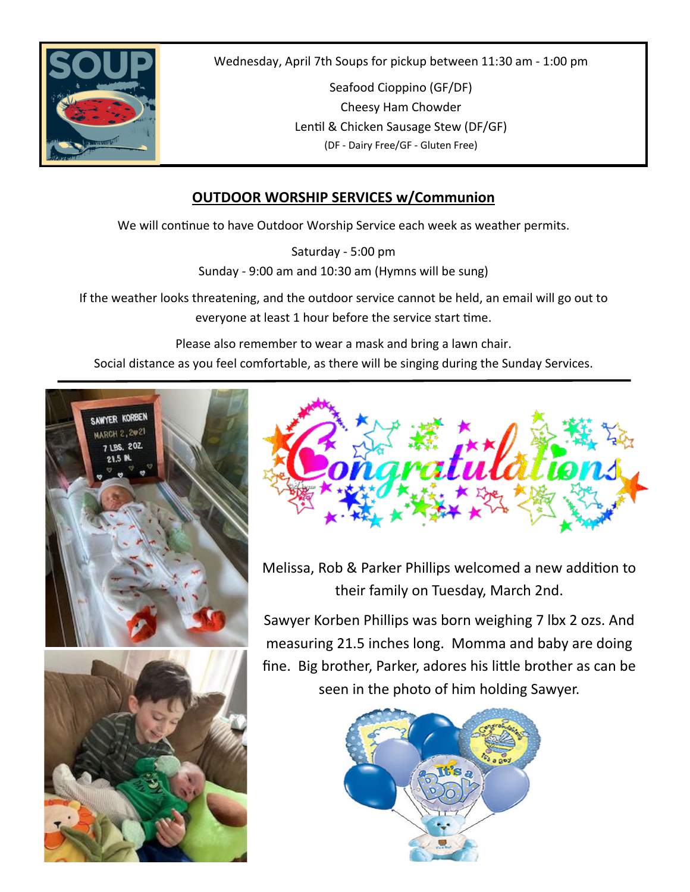Wednesday, April 7th Soups for pickup between 11:30 am - 1:00 pm

Seafood Cioppino (GF/DF)
Cheesy Ham Chowder
Lentil & Chicken Sausage Stew (DF/GF)
(DF - Dairy Free/GF - Gluten Free)

## OUTDOOR WORSHIP SERVICES w/Communion

We will continue to have Outdoor Worship Service each week as weather permits.

Saturday - 5:00 pm
Sunday - 9:00 am and 10:30 am (Hymns will be sung)

If the weather looks threatening, and the outdoor service cannot be held, an email will go out to everyone at least 1 hour before the service start time.

Please also remember to wear a mask and bring a lawn chair.
Social distance as you feel comfortable, as there will be singing during the Sunday Services.

---

Melissa, Rob & Parker Phillips welcomed a new addition to their family on Tuesday, March 2nd.

Sawyer Korben Phillips was born weighing 7 lbx 2 ozs. And measuring 21.5 inches long. Momma and baby are doing fine. Big brother, Parker, adores his little brother as can be seen in the photo of him holding Sawyer.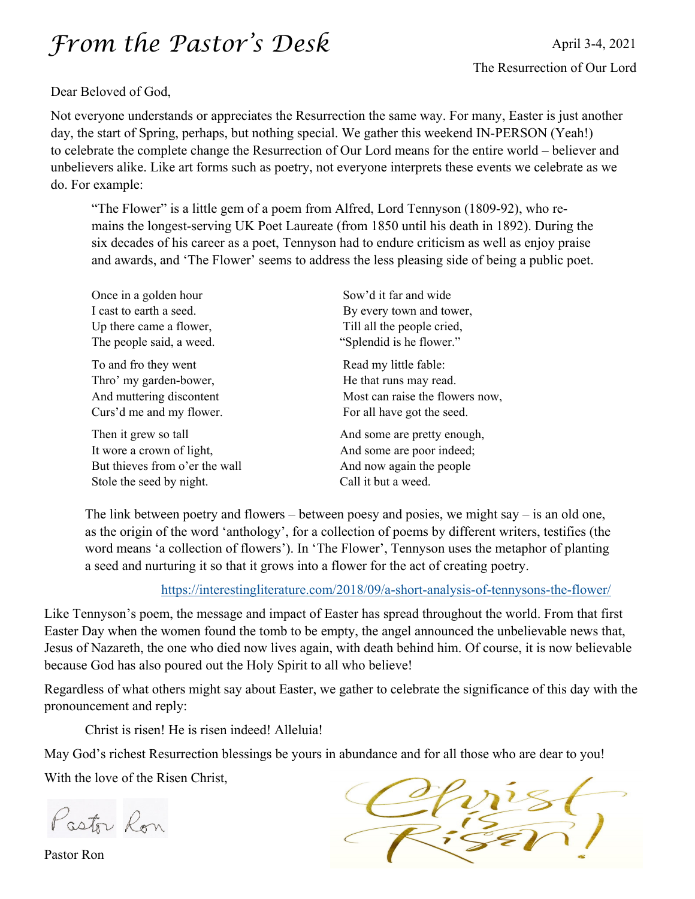# *From the Pastor's Desk*

April 3-4, 2021

The Resurrection of Our Lord

Dear Beloved of God,

Not everyone understands or appreciates the Resurrection the same way. For many, Easter is just another day, the start of Spring, perhaps, but nothing special. We gather this weekend IN-PERSON (Yeah!) to celebrate the complete change the Resurrection of Our Lord means for the entire world – believer and unbelievers alike. Like art forms such as poetry, not everyone interprets these events we celebrate as we do. For example:

> "The Flower" is a little gem of a poem from Alfred, Lord Tennyson (1809-92), who remains the longest-serving UK Poet Laureate (from 1850 until his death in 1892). During the six decades of his career as a poet, Tennyson had to endure criticism as well as enjoy praise and awards, and 'The Flower' seems to address the less pleasing side of being a public poet.
>
> Once in a golden hour  
> I cast to earth a seed.  
> Up there came a flower,  
> The people said, a weed.
>
> To and fro they went  
> Thro' my garden-bower,  
> And muttering discontent  
> Curs'd me and my flower.
>
> Then it grew so tall  
> It wore a crown of light,  
> But thieves from o'er the wall  
> Stole the seed by night.
>
> Sow'd it far and wide  
> By every town and tower,  
> Till all the people cried,  
> "Splendid is he flower."
>
> Read my little fable:  
> He that runs may read.  
> Most can raise the flowers now,  
> For all have got the seed.
>
> And some are pretty enough,  
> And some are poor indeed;  
> And now again the people  
> Call it but a weed.
>
> The link between poetry and flowers – between poesy and posies, we might say – is an old one, as the origin of the word 'anthology', for a collection of poems by different writers, testifies (the word means 'a collection of flowers'). In 'The Flower', Tennyson uses the metaphor of planting a seed and nurturing it so that it grows into a flower for the act of creating poetry.
>
> https://interestingliterature.com/2018/09/a-short-analysis-of-tennysons-the-flower/

Like Tennyson's poem, the message and impact of Easter has spread throughout the world. From that first Easter Day when the women found the tomb to be empty, the angel announced the unbelievable news that, Jesus of Nazareth, the one who died now lives again, with death behind him. Of course, it is now believable because God has also poured out the Holy Spirit to all who believe!

Regardless of what others might say about Easter, we gather to celebrate the significance of this day with the pronouncement and reply:

> Christ is risen! He is risen indeed! Alleluia!

May God's richest Resurrection blessings be yours in abundance and for all those who are dear to you!

With the love of the Risen Christ,

*Pastor Ron*

Pastor Ron

Christ is Risen!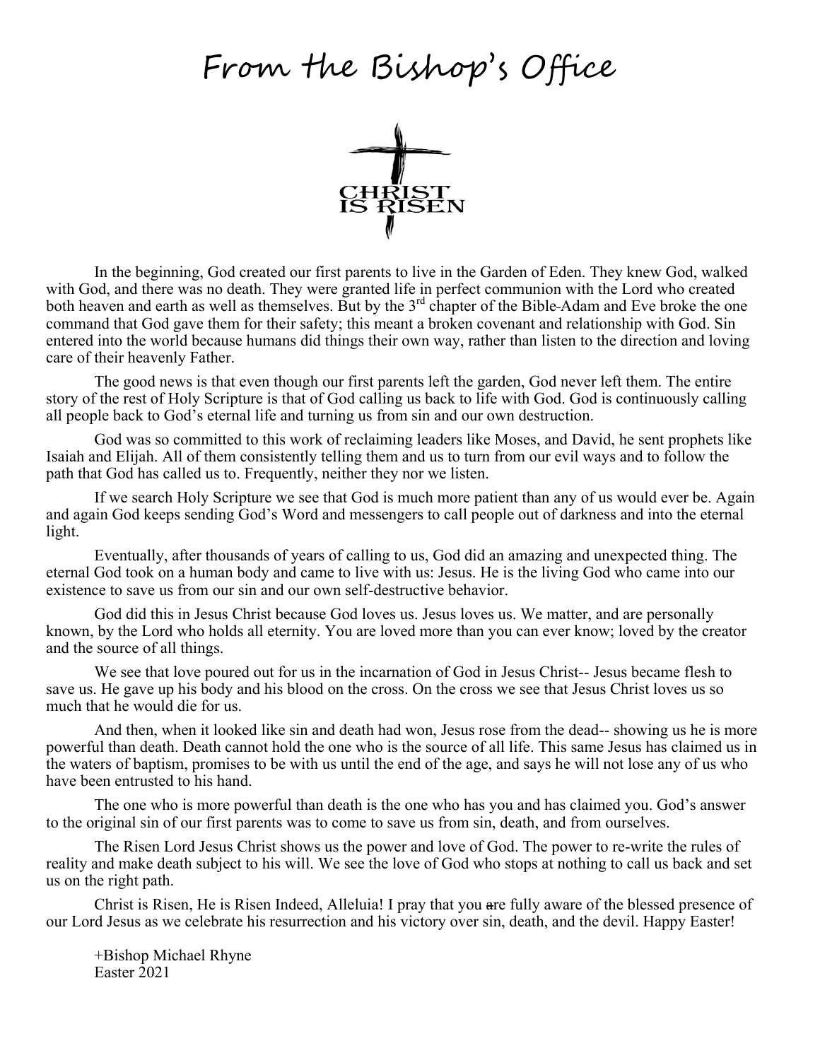# From the Bishop's Office

CHRIST IS RISEN

In the beginning, God created our first parents to live in the Garden of Eden. They knew God, walked with God, and there was no death. They were granted life in perfect communion with the Lord who created both heaven and earth as well as themselves. But by the 3rd chapter of the Bible-Adam and Eve broke the one command that God gave them for their safety; this meant a broken covenant and relationship with God. Sin entered into the world because humans did things their own way, rather than listen to the direction and loving care of their heavenly Father.

The good news is that even though our first parents left the garden, God never left them. The entire story of the rest of Holy Scripture is that of God calling us back to life with God. God is continuously calling all people back to God's eternal life and turning us from sin and our own destruction.

God was so committed to this work of reclaiming leaders like Moses, and David, he sent prophets like Isaiah and Elijah. All of them consistently telling them and us to turn from our evil ways and to follow the path that God has called us to. Frequently, neither they nor we listen.

If we search Holy Scripture we see that God is much more patient than any of us would ever be. Again and again God keeps sending God's Word and messengers to call people out of darkness and into the eternal light.

Eventually, after thousands of years of calling to us, God did an amazing and unexpected thing. The eternal God took on a human body and came to live with us: Jesus. He is the living God who came into our existence to save us from our sin and our own self-destructive behavior.

God did this in Jesus Christ because God loves us. Jesus loves us. We matter, and are personally known, by the Lord who holds all eternity. You are loved more than you can ever know; loved by the creator and the source of all things.

We see that love poured out for us in the incarnation of God in Jesus Christ-- Jesus became flesh to save us. He gave up his body and his blood on the cross. On the cross we see that Jesus Christ loves us so much that he would die for us.

And then, when it looked like sin and death had won, Jesus rose from the dead-- showing us he is more powerful than death. Death cannot hold the one who is the source of all life. This same Jesus has claimed us in the waters of baptism, promises to be with us until the end of the age, and says he will not lose any of us who have been entrusted to his hand.

The one who is more powerful than death is the one who has you and has claimed you. God's answer to the original sin of our first parents was to come to save us from sin, death, and from ourselves.

The Risen Lord Jesus Christ shows us the power and love of God. The power to re-write the rules of reality and make death subject to his will. We see the love of God who stops at nothing to call us back and set us on the right path.

Christ is Risen, He is Risen Indeed, Alleluia! I pray that you are fully aware of the blessed presence of our Lord Jesus as we celebrate his resurrection and his victory over sin, death, and the devil. Happy Easter!

+Bishop Michael Rhyne
Easter 2021